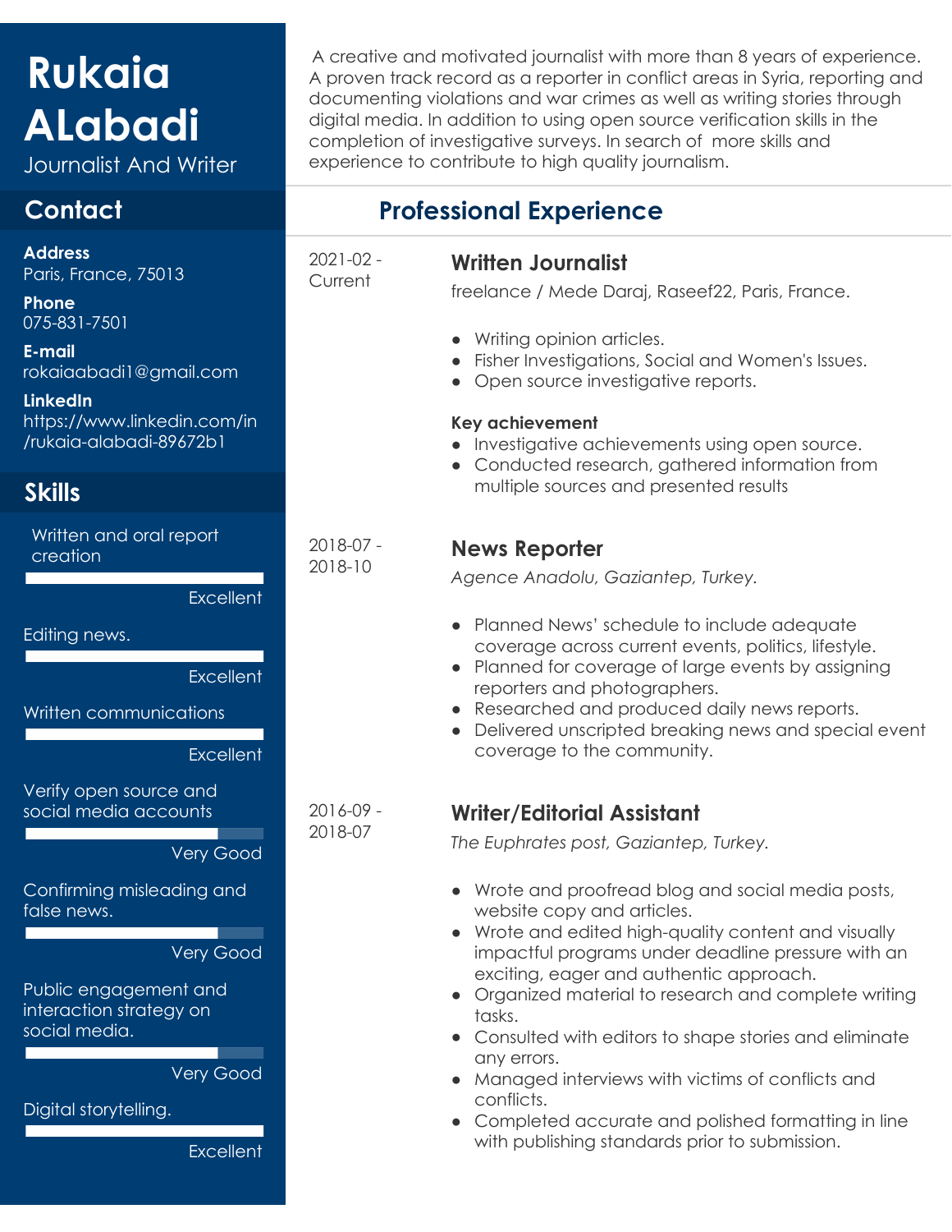# Rukaia ALabadi

Journalist And Writer

## Contact

**Address**
Paris, France, 75013

**Phone**
075-831-7501

**E-mail**
rokaiaabadi1@gmail.com

**LinkedIn**
https://www.linkedin.com/in/rukaia-alabadi-89672b1

## Skills

- Written and oral report creation — Excellent
- Editing news. — Excellent
- Written communications — Excellent
- Verify open source and social media accounts — Very Good
- Confirming misleading and false news. — Very Good
- Public engagement and interaction strategy on social media. — Very Good
- Digital storytelling. — Excellent

A creative and motivated journalist with more than 8 years of experience. A proven track record as a reporter in conflict areas in Syria, reporting and documenting violations and war crimes as well as writing stories through digital media. In addition to using open source verification skills in the completion of investigative surveys. In search of more skills and experience to contribute to high quality journalism.

## Professional Experience

2021-02 - Current

### Written Journalist

freelance / Mede Daraj, Raseef22, Paris, France.

- Writing opinion articles.
- Fisher Investigations, Social and Women's Issues.
- Open source investigative reports.

**Key achievement**

- Investigative achievements using open source.
- Conducted research, gathered information from multiple sources and presented results

2018-07 - 2018-10

### News Reporter

*Agence Anadolu, Gaziantep, Turkey.*

- Planned News' schedule to include adequate coverage across current events, politics, lifestyle.
- Planned for coverage of large events by assigning reporters and photographers.
- Researched and produced daily news reports.
- Delivered unscripted breaking news and special event coverage to the community.

2016-09 - 2018-07

### Writer/Editorial Assistant

*The Euphrates post, Gaziantep, Turkey.*

- Wrote and proofread blog and social media posts, website copy and articles.
- Wrote and edited high-quality content and visually impactful programs under deadline pressure with an exciting, eager and authentic approach.
- Organized material to research and complete writing tasks.
- Consulted with editors to shape stories and eliminate any errors.
- Managed interviews with victims of conflicts and conflicts.
- Completed accurate and polished formatting in line with publishing standards prior to submission.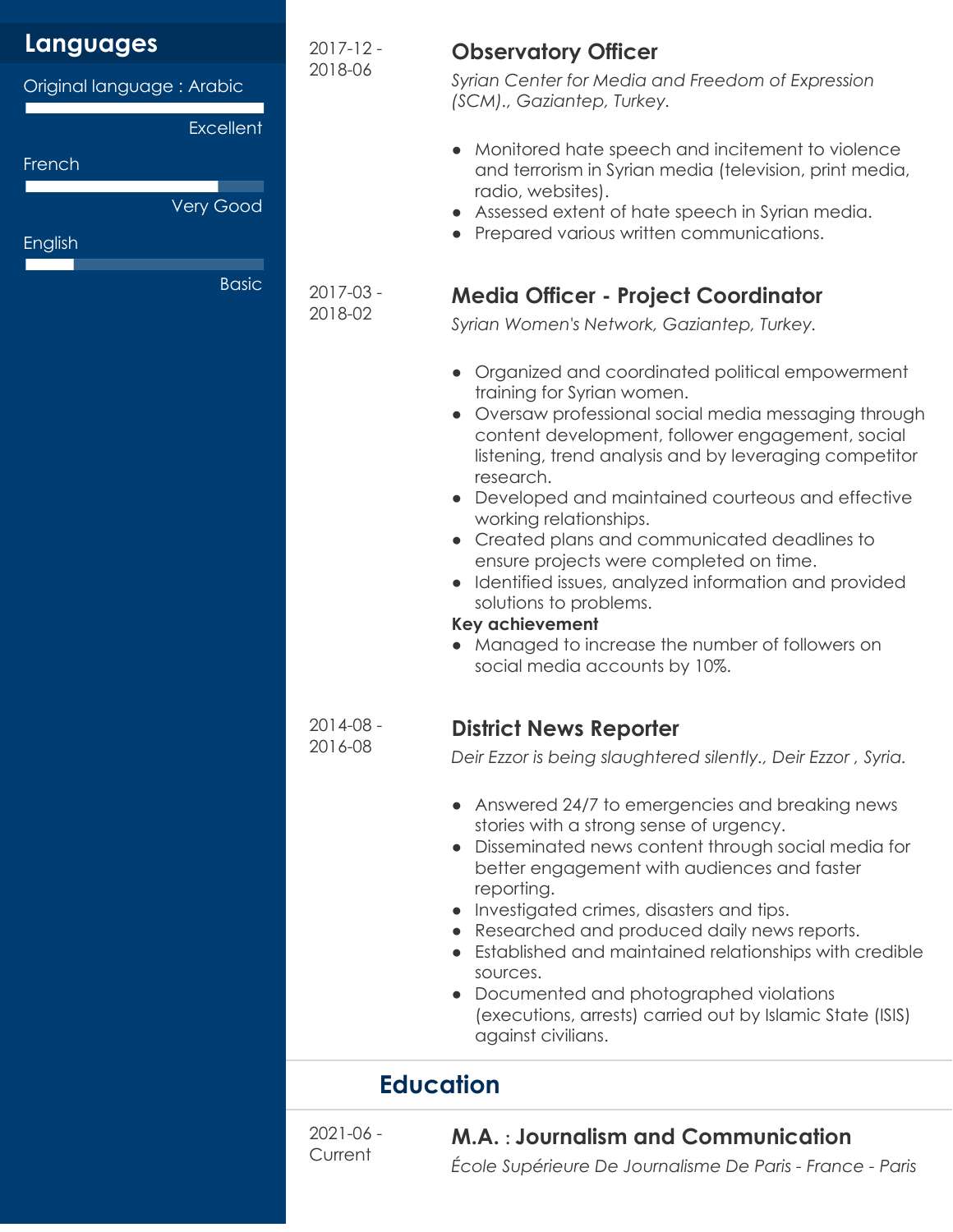## Languages

Original language : Arabic

Excellent

French

Very Good

English

Basic

2017-12 - 2018-06

### Observatory Officer

*Syrian Center for Media and Freedom of Expression (SCM)., Gaziantep, Turkey.*

- Monitored hate speech and incitement to violence and terrorism in Syrian media (television, print media, radio, websites).
- Assessed extent of hate speech in Syrian media.
- Prepared various written communications.

2017-03 - 2018-02

### Media Officer - Project Coordinator

*Syrian Women's Network, Gaziantep, Turkey.*

- Organized and coordinated political empowerment training for Syrian women.
- Oversaw professional social media messaging through content development, follower engagement, social listening, trend analysis and by leveraging competitor research.
- Developed and maintained courteous and effective working relationships.
- Created plans and communicated deadlines to ensure projects were completed on time.
- Identified issues, analyzed information and provided solutions to problems.

**Key achievement**

- Managed to increase the number of followers on social media accounts by 10%.

2014-08 - 2016-08

### District News Reporter

*Deir Ezzor is being slaughtered silently., Deir Ezzor , Syria.*

- Answered 24/7 to emergencies and breaking news stories with a strong sense of urgency.
- Disseminated news content through social media for better engagement with audiences and faster reporting.
- Investigated crimes, disasters and tips.
- Researched and produced daily news reports.
- Established and maintained relationships with credible sources.
- Documented and photographed violations (executions, arrests) carried out by Islamic State (ISIS) against civilians.

## Education

2021-06 - Current

### M.A. : Journalism and Communication

*École Supérieure De Journalisme De Paris - France - Paris*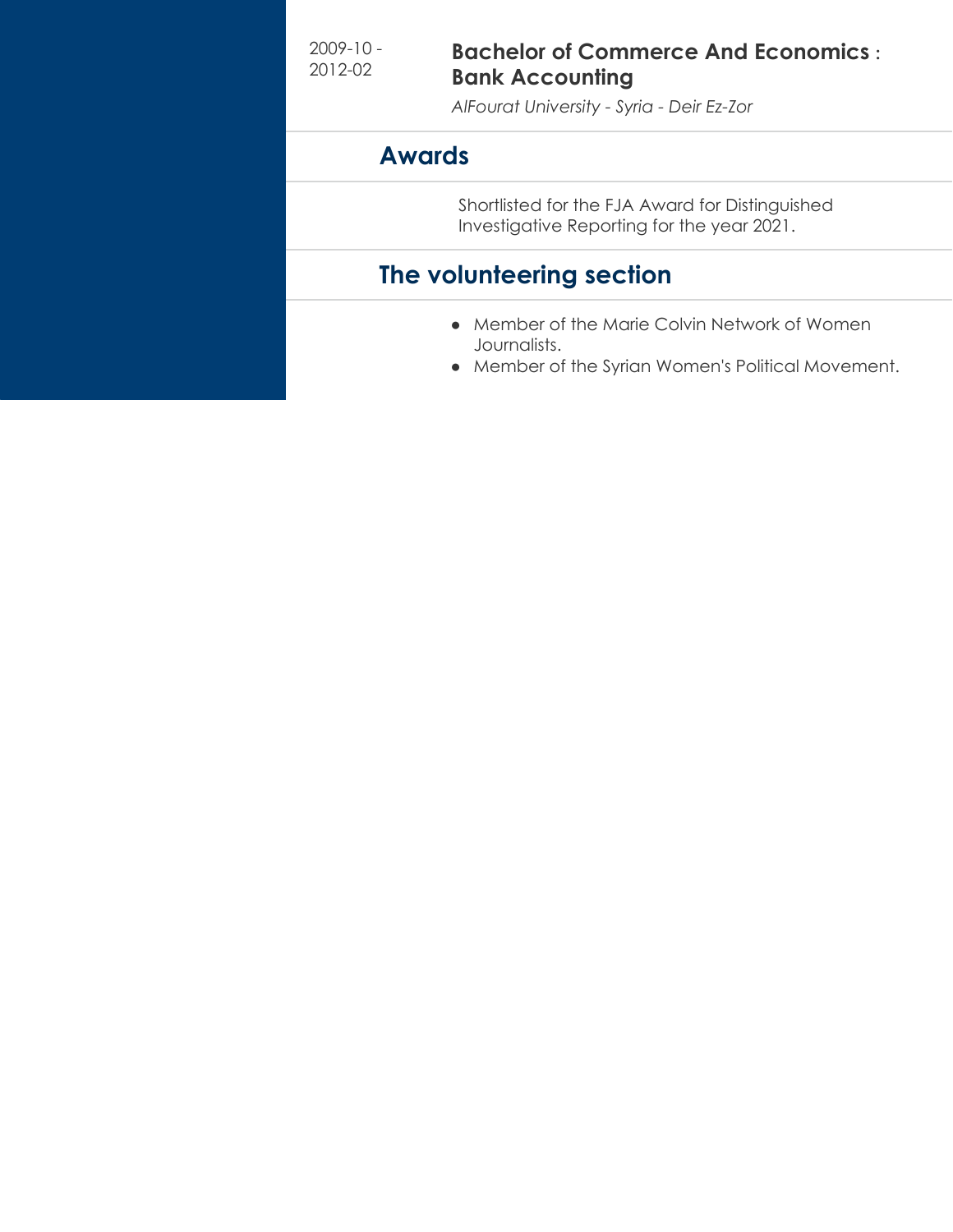2009-10 - 2012-02

**Bachelor of Commerce And Economics** : **Bank Accounting**

*AlFourat University - Syria - Deir Ez-Zor*

## Awards

Shortlisted for the FJA Award for Distinguished Investigative Reporting for the year 2021.

## The volunteering section

- Member of the Marie Colvin Network of Women Journalists.
- Member of the Syrian Women's Political Movement.